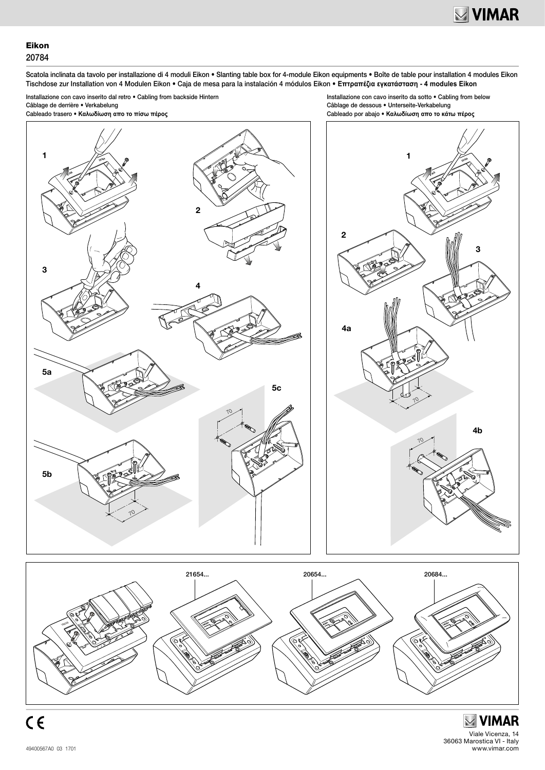# Eikon

20784

Scatola inclinata da tavolo per installazione di 4 moduli Eikon • Slanting table box for 4-module Eikon equipments • Boîte de table pour installation 4 modules Eikon
Tischdose zur Installation von 4 Modulen Eikon • Caja de mesa para la instalación 4 módulos Eikon • **Επιτραπέζια εγκατάσταση - 4 modules Eikon**

Installazione con cavo inserito dal retro • Cabling from backside Hintern
Câblage de derrière • Verkabelung
Cableado trasero • **Καλωδίωση απο το πίσω πέρος**

1

2

3

4

5a

5b

5c

70

Installazione con cavo inserito da sotto • Cabling from below
Câblage de dessous • Unterseite-Verkabelung
Cableado por abajo • **Καλωδίωση απο το κάτω πέρος**

1

2

3

4a

4b

70

21654...

20654...

20684...

CE

VIMAR

Viale Vicenza, 14
36063 Marostica VI - Italy
www.vimar.com

49400567A0 03 1701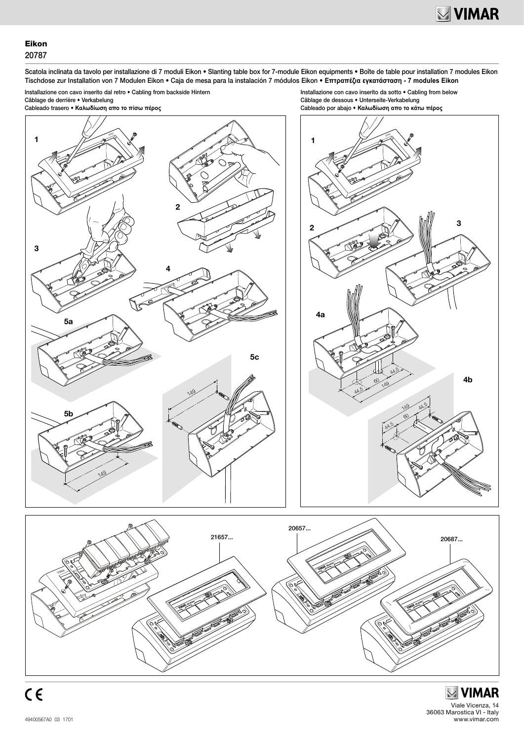**Eikon**

20787

Scatola inclinata da tavolo per installazione di 7 moduli Eikon • Slanting table box for 7-module Eikon equipments • Boîte de table pour installation 7 modules Eikon Tischdose zur Installation von 7 Modulen Eikon • Caja de mesa para la instalación 7 módulos Eikon • **Επτραπέζια εγκατάσταση - 7 modules Eikon**

Installazione con cavo inserito dal retro • Cabling from backside Hintern
Câblage de derrière • Verkabelung
Cableado trasero • **Καλωδίωση απο το πίσω πέρος**

1

2

3

4

5a

5b

149

5c

149

Installazione con cavo inserito da sotto • Cabling from below
Câblage de dessous • Unterseite-Verkabelung
Cableado por abajo • **Καλωδίωση απο το κάτω πέρος**

1

2

3

4a

44,5 60 44,5 149

4b

149 44,5 60 44,5

21657...

20657...

20687...

49400567A0 03 1701

Viale Vicenza, 14
36063 Marostica VI - Italy
www.vimar.com